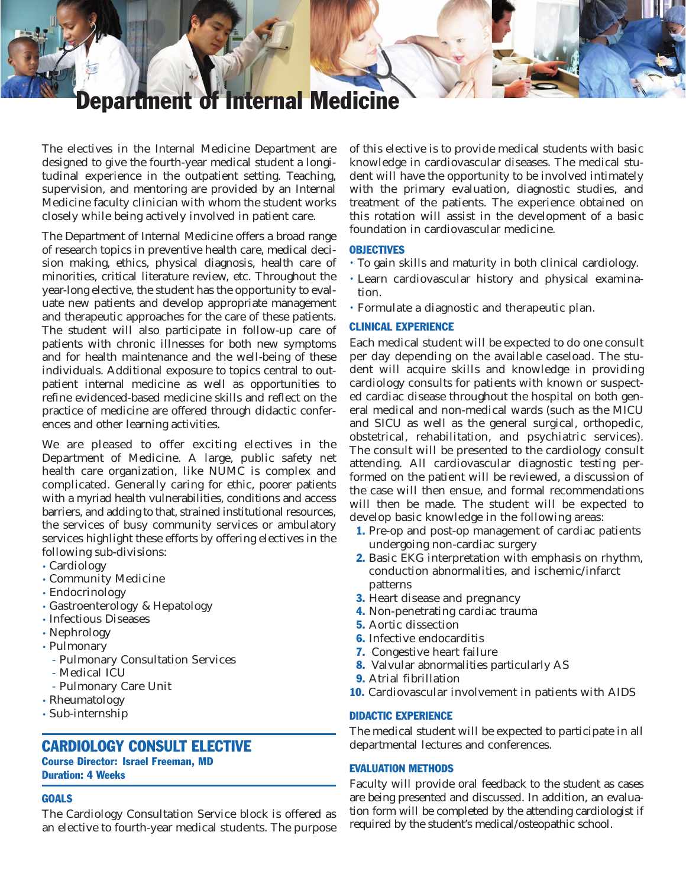# Department of Internal Medicine

The electives in the Internal Medicine Department are designed to give the fourth-year medical student a longitudinal experience in the outpatient setting. Teaching, supervision, and mentoring are provided by an Internal Medicine faculty clinician with whom the student works closely while being actively involved in patient care.

The Department of Internal Medicine offers a broad range of research topics in preventive health care, medical decision making, ethics, physical diagnosis, health care of minorities, critical literature review, etc. Throughout the year-long elective, the student has the opportunity to evaluate new patients and develop appropriate management and therapeutic approaches for the care of these patients. The student will also participate in follow-up care of patients with chronic illnesses for both new symptoms and for health maintenance and the well-being of these individuals. Additional exposure to topics central to outpatient internal medicine as well as opportunities to refine evidenced-based medicine skills and reflect on the practice of medicine are offered through didactic conferences and other learning activities.

We are pleased to offer exciting electives in the Department of Medicine. A large, public safety net health care organization, like NUMC is complex and complicated. Generally caring for ethic, poorer patients with a myriad health vulnerabilities, conditions and access barriers, and adding to that, strained institutional resources, the services of busy community services or ambulatory services highlight these efforts by offering electives in the following sub-divisions:

- Cardiology
- Community Medicine
- Endocrinology
- Gastroenterology & Hepatology
- Infectious Diseases
- Nephrology
- Pulmonary
  - Pulmonary Consultation Services
  - Medical ICU
  - Pulmonary Care Unit
- Rheumatology
- Sub-internship

## CARDIOLOGY CONSULT ELECTIVE

**Course Director: Israel Freeman, MD**
**Duration: 4 Weeks**

### GOALS

The Cardiology Consultation Service block is offered as an elective to fourth-year medical students. The purpose of this elective is to provide medical students with basic knowledge in cardiovascular diseases. The medical student will have the opportunity to be involved intimately with the primary evaluation, diagnostic studies, and treatment of the patients. The experience obtained on this rotation will assist in the development of a basic foundation in cardiovascular medicine.

### OBJECTIVES

- To gain skills and maturity in both clinical cardiology.
- Learn cardiovascular history and physical examination.
- Formulate a diagnostic and therapeutic plan.

### CLINICAL EXPERIENCE

Each medical student will be expected to do one consult per day depending on the available caseload. The student will acquire skills and knowledge in providing cardiology consults for patients with known or suspected cardiac disease throughout the hospital on both general medical and non-medical wards (such as the MICU and SICU as well as the general surgical, orthopedic, obstetrical, rehabilitation, and psychiatric services). The consult will be presented to the cardiology consult attending. All cardiovascular diagnostic testing performed on the patient will be reviewed, a discussion of the case will then ensue, and formal recommendations will then be made. The student will be expected to develop basic knowledge in the following areas:

1. Pre-op and post-op management of cardiac patients undergoing non-cardiac surgery
2. Basic EKG interpretation with emphasis on rhythm, conduction abnormalities, and ischemic/infarct patterns
3. Heart disease and pregnancy
4. Non-penetrating cardiac trauma
5. Aortic dissection
6. Infective endocarditis
7. Congestive heart failure
8. Valvular abnormalities particularly AS
9. Atrial fibrillation
10. Cardiovascular involvement in patients with AIDS

### DIDACTIC EXPERIENCE

The medical student will be expected to participate in all departmental lectures and conferences.

### EVALUATION METHODS

Faculty will provide oral feedback to the student as cases are being presented and discussed. In addition, an evaluation form will be completed by the attending cardiologist if required by the student's medical/osteopathic school.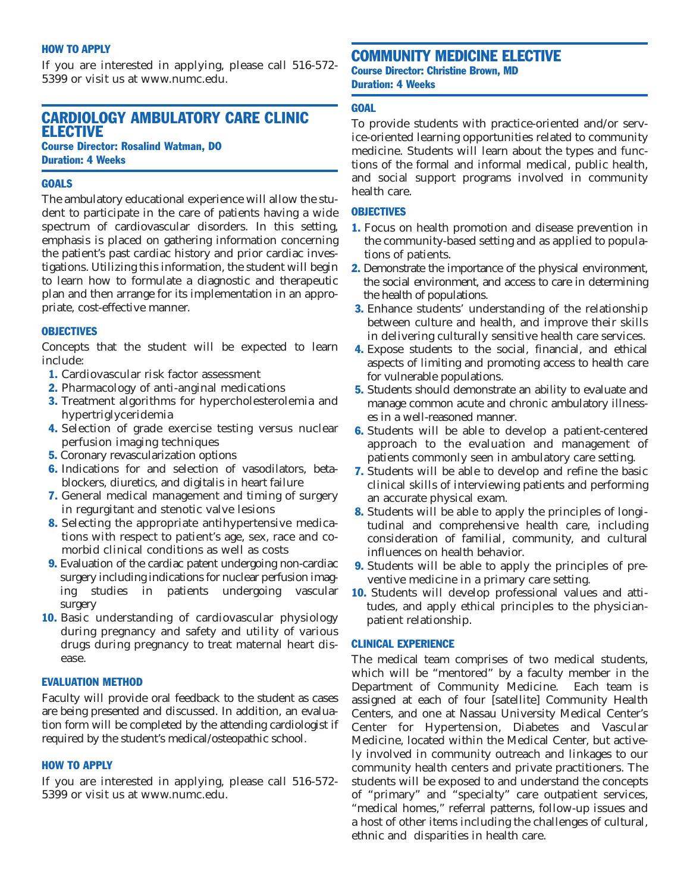### HOW TO APPLY

If you are interested in applying, please call 516-572-5399 or visit us at www.numc.edu.

## CARDIOLOGY AMBULATORY CARE CLINIC ELECTIVE

**Course Director: Rosalind Watman, DO**
**Duration: 4 Weeks**

### GOALS

The ambulatory educational experience will allow the student to participate in the care of patients having a wide spectrum of cardiovascular disorders. In this setting, emphasis is placed on gathering information concerning the patient's past cardiac history and prior cardiac investigations. Utilizing this information, the student will begin to learn how to formulate a diagnostic and therapeutic plan and then arrange for its implementation in an appropriate, cost-effective manner.

### OBJECTIVES

Concepts that the student will be expected to learn include:

1. Cardiovascular risk factor assessment
2. Pharmacology of anti-anginal medications
3. Treatment algorithms for hypercholesterolemia and hypertriglyceridemia
4. Selection of grade exercise testing versus nuclear perfusion imaging techniques
5. Coronary revascularization options
6. Indications for and selection of vasodilators, beta-blockers, diuretics, and digitalis in heart failure
7. General medical management and timing of surgery in regurgitant and stenotic valve lesions
8. Selecting the appropriate antihypertensive medications with respect to patient's age, sex, race and comorbid clinical conditions as well as costs
9. Evaluation of the cardiac patent undergoing non-cardiac surgery including indications for nuclear perfusion imaging studies in patients undergoing vascular surgery
10. Basic understanding of cardiovascular physiology during pregnancy and safety and utility of various drugs during pregnancy to treat maternal heart disease.

### EVALUATION METHOD

Faculty will provide oral feedback to the student as cases are being presented and discussed. In addition, an evaluation form will be completed by the attending cardiologist if required by the student's medical/osteopathic school.

### HOW TO APPLY

If you are interested in applying, please call 516-572-5399 or visit us at www.numc.edu.

## COMMUNITY MEDICINE ELECTIVE

**Course Director: Christine Brown, MD**
**Duration: 4 Weeks**

### GOAL

To provide students with practice-oriented and/or service-oriented learning opportunities related to community medicine. Students will learn about the types and functions of the formal and informal medical, public health, and social support programs involved in community health care.

### OBJECTIVES

1. Focus on health promotion and disease prevention in the community-based setting and as applied to populations of patients.
2. Demonstrate the importance of the physical environment, the social environment, and access to care in determining the health of populations.
3. Enhance students' understanding of the relationship between culture and health, and improve their skills in delivering culturally sensitive health care services.
4. Expose students to the social, financial, and ethical aspects of limiting and promoting access to health care for vulnerable populations.
5. Students should demonstrate an ability to evaluate and manage common acute and chronic ambulatory illnesses in a well-reasoned manner.
6. Students will be able to develop a patient-centered approach to the evaluation and management of patients commonly seen in ambulatory care setting.
7. Students will be able to develop and refine the basic clinical skills of interviewing patients and performing an accurate physical exam.
8. Students will be able to apply the principles of longitudinal and comprehensive health care, including consideration of familial, community, and cultural influences on health behavior.
9. Students will be able to apply the principles of preventive medicine in a primary care setting.
10. Students will develop professional values and attitudes, and apply ethical principles to the physician-patient relationship.

### CLINICAL EXPERIENCE

The medical team comprises of two medical students, which will be "mentored" by a faculty member in the Department of Community Medicine. Each team is assigned at each of four [satellite] Community Health Centers, and one at Nassau University Medical Center's Center for Hypertension, Diabetes and Vascular Medicine, located within the Medical Center, but actively involved in community outreach and linkages to our community health centers and private practitioners. The students will be exposed to and understand the concepts of "primary" and "specialty" care outpatient services, "medical homes," referral patterns, follow-up issues and a host of other items including the challenges of cultural, ethnic and disparities in health care.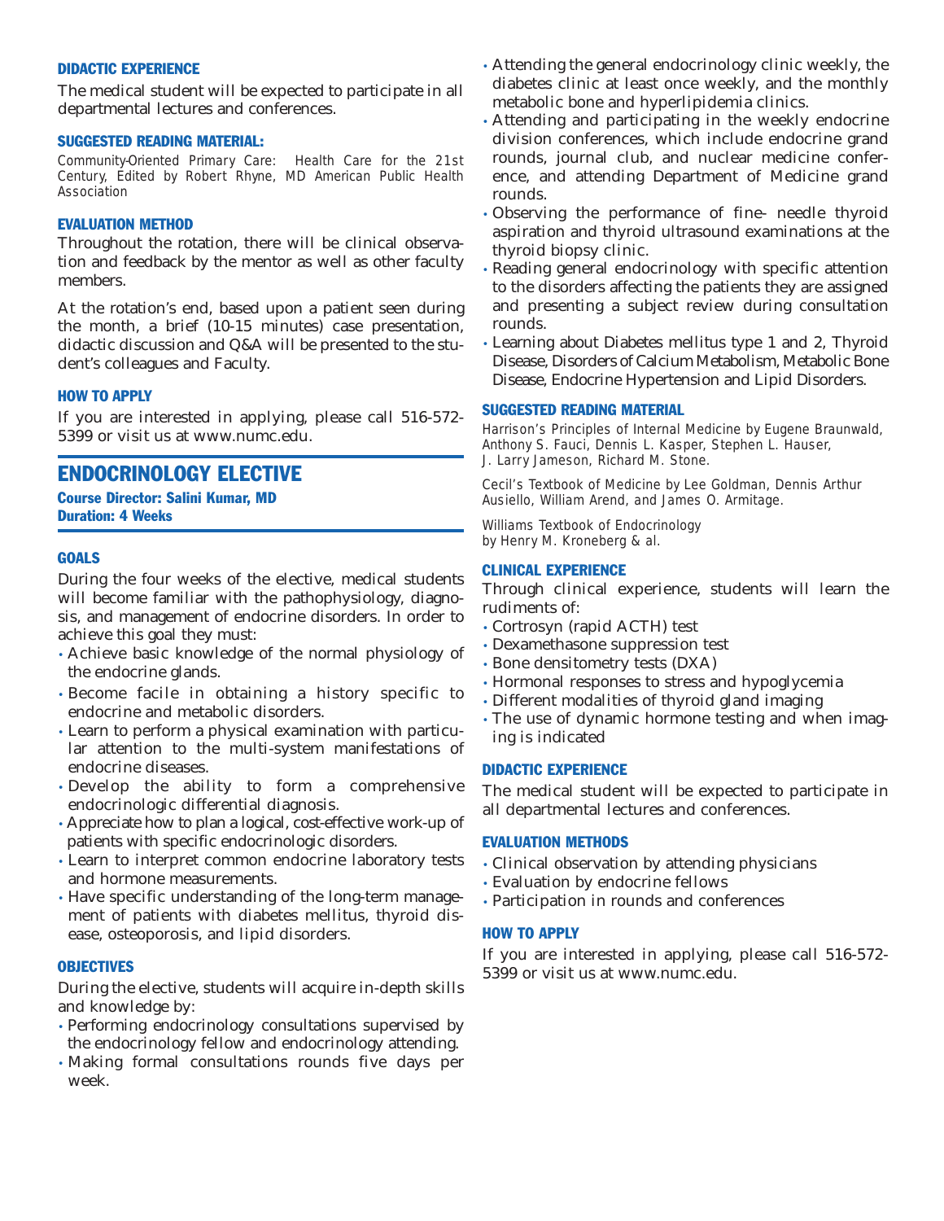#### DIDACTIC EXPERIENCE

The medical student will be expected to participate in all departmental lectures and conferences.

#### SUGGESTED READING MATERIAL:

Community-Oriented Primary Care: Health Care for the 21st Century, Edited by Robert Rhyne, MD American Public Health Association

#### EVALUATION METHOD

Throughout the rotation, there will be clinical observation and feedback by the mentor as well as other faculty members.

At the rotation's end, based upon a patient seen during the month, a brief (10-15 minutes) case presentation, didactic discussion and Q&A will be presented to the student's colleagues and Faculty.

#### HOW TO APPLY

If you are interested in applying, please call 516-572-5399 or visit us at www.numc.edu.

## ENDOCRINOLOGY ELECTIVE

**Course Director: Salini Kumar, MD**
**Duration: 4 Weeks**

#### GOALS

During the four weeks of the elective, medical students will become familiar with the pathophysiology, diagnosis, and management of endocrine disorders. In order to achieve this goal they must:

- Achieve basic knowledge of the normal physiology of the endocrine glands.
- Become facile in obtaining a history specific to endocrine and metabolic disorders.
- Learn to perform a physical examination with particular attention to the multi-system manifestations of endocrine diseases.
- Develop the ability to form a comprehensive endocrinologic differential diagnosis.
- Appreciate how to plan a logical, cost-effective work-up of patients with specific endocrinologic disorders.
- Learn to interpret common endocrine laboratory tests and hormone measurements.
- Have specific understanding of the long-term management of patients with diabetes mellitus, thyroid disease, osteoporosis, and lipid disorders.

#### OBJECTIVES

During the elective, students will acquire in-depth skills and knowledge by:

- Performing endocrinology consultations supervised by the endocrinology fellow and endocrinology attending.
- Making formal consultations rounds five days per week.
- Attending the general endocrinology clinic weekly, the diabetes clinic at least once weekly, and the monthly metabolic bone and hyperlipidemia clinics.
- Attending and participating in the weekly endocrine division conferences, which include endocrine grand rounds, journal club, and nuclear medicine conference, and attending Department of Medicine grand rounds.
- Observing the performance of fine- needle thyroid aspiration and thyroid ultrasound examinations at the thyroid biopsy clinic.
- Reading general endocrinology with specific attention to the disorders affecting the patients they are assigned and presenting a subject review during consultation rounds.
- Learning about Diabetes mellitus type 1 and 2, Thyroid Disease, Disorders of Calcium Metabolism, Metabolic Bone Disease, Endocrine Hypertension and Lipid Disorders.

#### SUGGESTED READING MATERIAL

Harrison's Principles of Internal Medicine by Eugene Braunwald, Anthony S. Fauci, Dennis L. Kasper, Stephen L. Hauser, J. Larry Jameson, Richard M. Stone.

Cecil's Textbook of Medicine by Lee Goldman, Dennis Arthur Ausiello, William Arend, and James O. Armitage.

Williams Textbook of Endocrinology by Henry M. Kroneberg & al.

#### CLINICAL EXPERIENCE

Through clinical experience, students will learn the rudiments of:

- Cortrosyn (rapid ACTH) test
- Dexamethasone suppression test
- Bone densitometry tests (DXA)
- Hormonal responses to stress and hypoglycemia
- Different modalities of thyroid gland imaging
- The use of dynamic hormone testing and when imaging is indicated

#### DIDACTIC EXPERIENCE

The medical student will be expected to participate in all departmental lectures and conferences.

#### EVALUATION METHODS

- Clinical observation by attending physicians
- Evaluation by endocrine fellows
- Participation in rounds and conferences

#### HOW TO APPLY

If you are interested in applying, please call 516-572-5399 or visit us at www.numc.edu.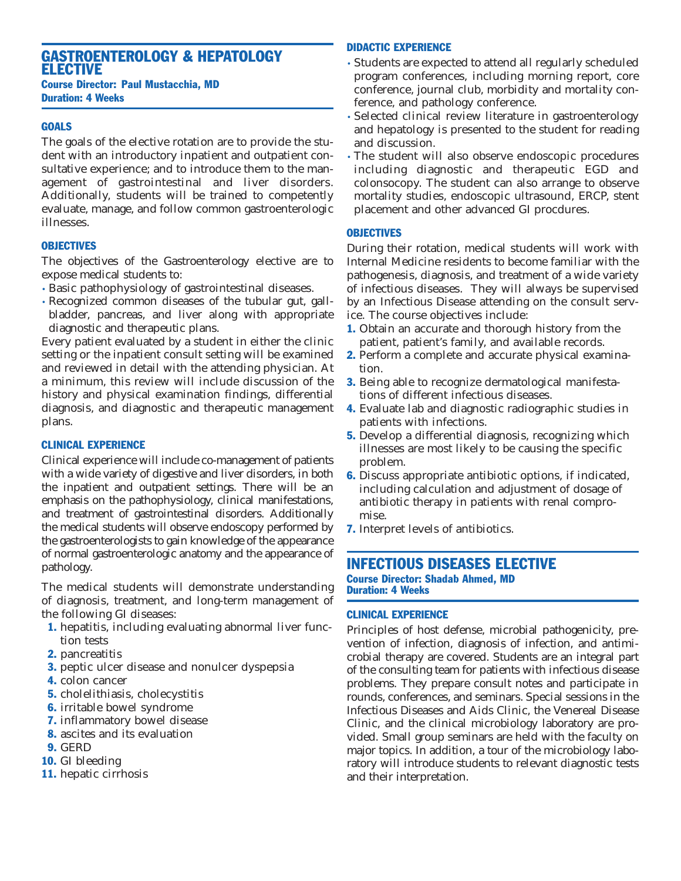## GASTROENTEROLOGY & HEPATOLOGY ELECTIVE

**Course Director: Paul Mustacchia, MD**
**Duration: 4 Weeks**

### GOALS

The goals of the elective rotation are to provide the student with an introductory inpatient and outpatient consultative experience; and to introduce them to the management of gastrointestinal and liver disorders. Additionally, students will be trained to competently evaluate, manage, and follow common gastroenterologic illnesses.

### OBJECTIVES

The objectives of the Gastroenterology elective are to expose medical students to:

- Basic pathophysiology of gastrointestinal diseases.
- Recognized common diseases of the tubular gut, gallbladder, pancreas, and liver along with appropriate diagnostic and therapeutic plans.

Every patient evaluated by a student in either the clinic setting or the inpatient consult setting will be examined and reviewed in detail with the attending physician. At a minimum, this review will include discussion of the history and physical examination findings, differential diagnosis, and diagnostic and therapeutic management plans.

### CLINICAL EXPERIENCE

Clinical experience will include co-management of patients with a wide variety of digestive and liver disorders, in both the inpatient and outpatient settings. There will be an emphasis on the pathophysiology, clinical manifestations, and treatment of gastrointestinal disorders. Additionally the medical students will observe endoscopy performed by the gastroenterologists to gain knowledge of the appearance of normal gastroenterologic anatomy and the appearance of pathology.

The medical students will demonstrate understanding of diagnosis, treatment, and long-term management of the following GI diseases:

1. hepatitis, including evaluating abnormal liver function tests
2. pancreatitis
3. peptic ulcer disease and nonulcer dyspepsia
4. colon cancer
5. cholelithiasis, cholecystitis
6. irritable bowel syndrome
7. inflammatory bowel disease
8. ascites and its evaluation
9. GERD
10. GI bleeding
11. hepatic cirrhosis

### DIDACTIC EXPERIENCE

- Students are expected to attend all regularly scheduled program conferences, including morning report, core conference, journal club, morbidity and mortality conference, and pathology conference.
- Selected clinical review literature in gastroenterology and hepatology is presented to the student for reading and discussion.
- The student will also observe endoscopic procedures including diagnostic and therapeutic EGD and colonsocopy. The student can also arrange to observe mortality studies, endoscopic ultrasound, ERCP, stent placement and other advanced GI procdures.

### OBJECTIVES

During their rotation, medical students will work with Internal Medicine residents to become familiar with the pathogenesis, diagnosis, and treatment of a wide variety of infectious diseases. They will always be supervised by an Infectious Disease attending on the consult service. The course objectives include:

1. Obtain an accurate and thorough history from the patient, patient's family, and available records.
2. Perform a complete and accurate physical examination.
3. Being able to recognize dermatological manifestations of different infectious diseases.
4. Evaluate lab and diagnostic radiographic studies in patients with infections.
5. Develop a differential diagnosis, recognizing which illnesses are most likely to be causing the specific problem.
6. Discuss appropriate antibiotic options, if indicated, including calculation and adjustment of dosage of antibiotic therapy in patients with renal compromise.
7. Interpret levels of antibiotics.

## INFECTIOUS DISEASES ELECTIVE

**Course Director: Shadab Ahmed, MD**
**Duration: 4 Weeks**

### CLINICAL EXPERIENCE

Principles of host defense, microbial pathogenicity, prevention of infection, diagnosis of infection, and antimicrobial therapy are covered. Students are an integral part of the consulting team for patients with infectious disease problems. They prepare consult notes and participate in rounds, conferences, and seminars. Special sessions in the Infectious Diseases and Aids Clinic, the Venereal Disease Clinic, and the clinical microbiology laboratory are provided. Small group seminars are held with the faculty on major topics. In addition, a tour of the microbiology laboratory will introduce students to relevant diagnostic tests and their interpretation.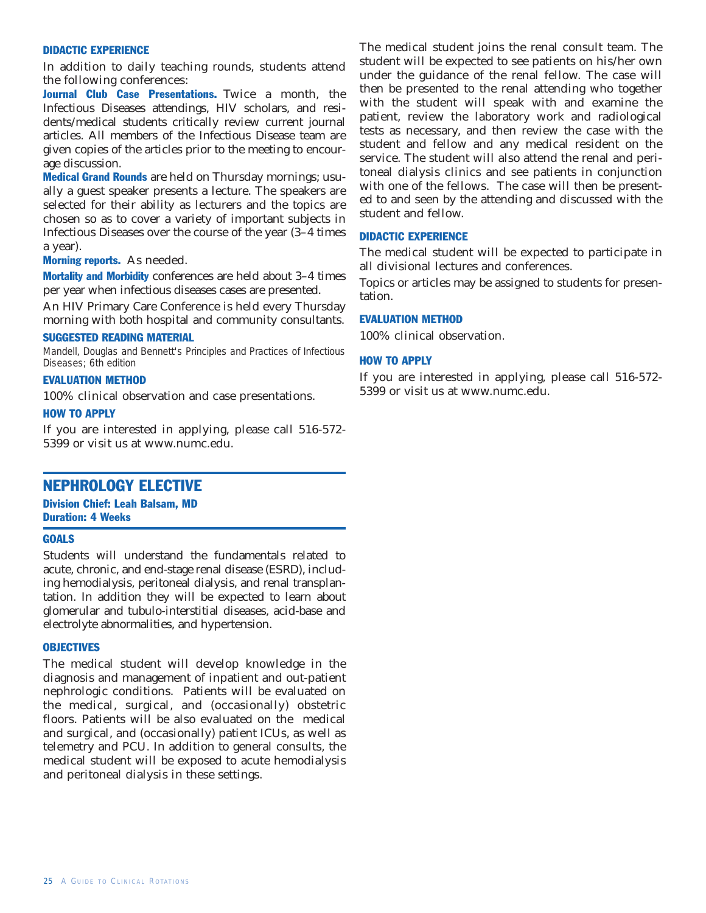### DIDACTIC EXPERIENCE

In addition to daily teaching rounds, students attend the following conferences:

**Journal Club Case Presentations.** Twice a month, the Infectious Diseases attendings, HIV scholars, and residents/medical students critically review current journal articles. All members of the Infectious Disease team are given copies of the articles prior to the meeting to encourage discussion.

**Medical Grand Rounds** are held on Thursday mornings; usually a guest speaker presents a lecture. The speakers are selected for their ability as lecturers and the topics are chosen so as to cover a variety of important subjects in Infectious Diseases over the course of the year (3–4 times a year).

**Morning reports.** As needed.

**Mortality and Morbidity** conferences are held about 3–4 times per year when infectious diseases cases are presented.

An HIV Primary Care Conference is held every Thursday morning with both hospital and community consultants.

### SUGGESTED READING MATERIAL

*Mandell, Douglas and Bennett's Principles and Practices of Infectious Diseases; 6th edition*

### EVALUATION METHOD

100% clinical observation and case presentations.

### HOW TO APPLY

If you are interested in applying, please call 516-572-5399 or visit us at www.numc.edu.

## NEPHROLOGY ELECTIVE

**Division Chief: Leah Balsam, MD**
**Duration: 4 Weeks**

### GOALS

Students will understand the fundamentals related to acute, chronic, and end-stage renal disease (ESRD), including hemodialysis, peritoneal dialysis, and renal transplantation. In addition they will be expected to learn about glomerular and tubulo-interstitial diseases, acid-base and electrolyte abnormalities, and hypertension.

### OBJECTIVES

The medical student will develop knowledge in the diagnosis and management of inpatient and out-patient nephrologic conditions. Patients will be evaluated on the medical, surgical, and (occasionally) obstetric floors. Patients will be also evaluated on the medical and surgical, and (occasionally) patient ICUs, as well as telemetry and PCU. In addition to general consults, the medical student will be exposed to acute hemodialysis and peritoneal dialysis in these settings.

The medical student joins the renal consult team. The student will be expected to see patients on his/her own under the guidance of the renal fellow. The case will then be presented to the renal attending who together with the student will speak with and examine the patient, review the laboratory work and radiological tests as necessary, and then review the case with the student and fellow and any medical resident on the service. The student will also attend the renal and peritoneal dialysis clinics and see patients in conjunction with one of the fellows. The case will then be presented to and seen by the attending and discussed with the student and fellow.

### DIDACTIC EXPERIENCE

The medical student will be expected to participate in all divisional lectures and conferences.

Topics or articles may be assigned to students for presentation.

### EVALUATION METHOD

100% clinical observation.

### HOW TO APPLY

If you are interested in applying, please call 516-572-5399 or visit us at www.numc.edu.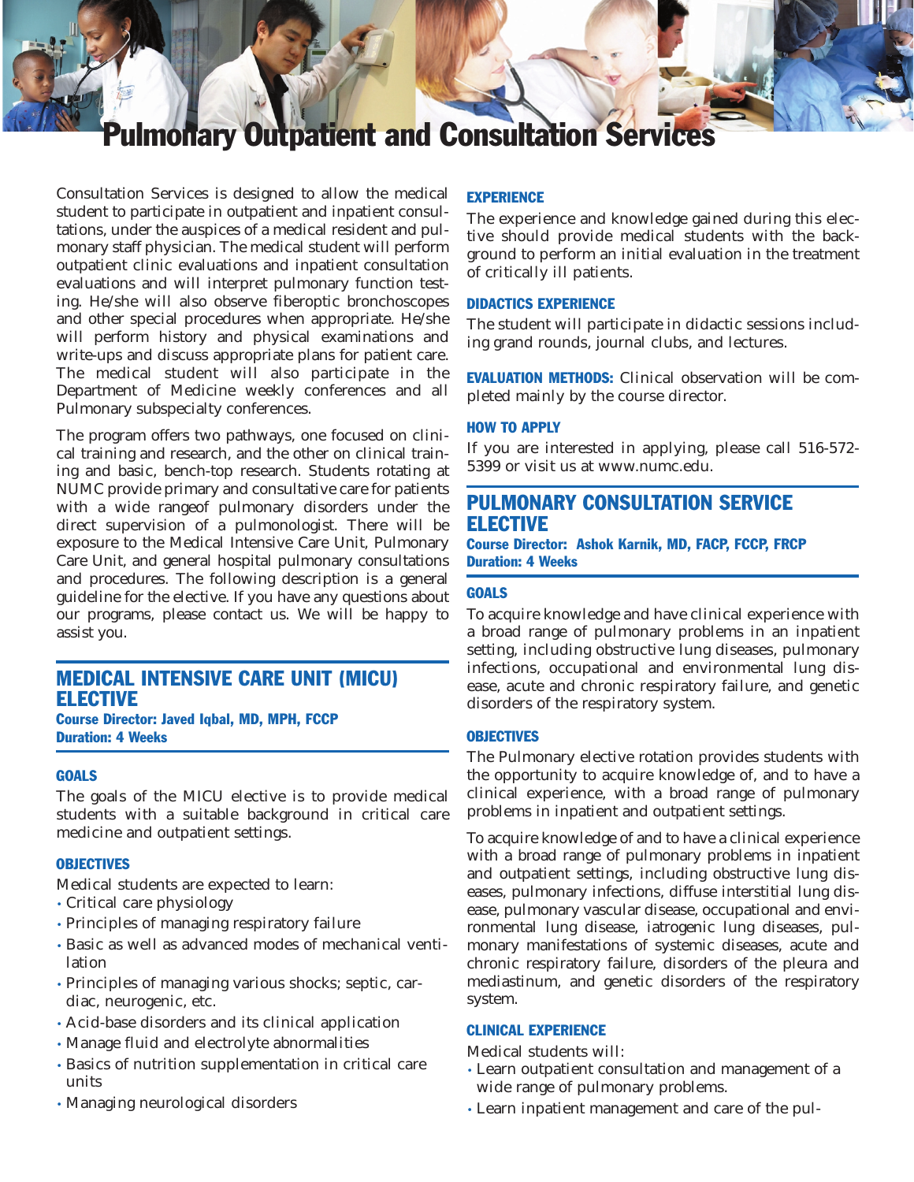# Pulmonary Outpatient and Consultation Services

Consultation Services is designed to allow the medical student to participate in outpatient and inpatient consultations, under the auspices of a medical resident and pulmonary staff physician. The medical student will perform outpatient clinic evaluations and inpatient consultation evaluations and will interpret pulmonary function testing. He/she will also observe fiberoptic bronchoscopes and other special procedures when appropriate. He/she will perform history and physical examinations and write-ups and discuss appropriate plans for patient care. The medical student will also participate in the Department of Medicine weekly conferences and all Pulmonary subspecialty conferences.

The program offers two pathways, one focused on clinical training and research, and the other on clinical training and basic, bench-top research. Students rotating at NUMC provide primary and consultative care for patients with a wide rangeof pulmonary disorders under the direct supervision of a pulmonologist. There will be exposure to the Medical Intensive Care Unit, Pulmonary Care Unit, and general hospital pulmonary consultations and procedures. The following description is a general guideline for the elective. If you have any questions about our programs, please contact us. We will be happy to assist you.

## MEDICAL INTENSIVE CARE UNIT (MICU) ELECTIVE

**Course Director: Javed Iqbal, MD, MPH, FCCP**
**Duration: 4 Weeks**

### GOALS

The goals of the MICU elective is to provide medical students with a suitable background in critical care medicine and outpatient settings.

### OBJECTIVES

Medical students are expected to learn:

- Critical care physiology
- Principles of managing respiratory failure
- Basic as well as advanced modes of mechanical ventilation
- Principles of managing various shocks; septic, cardiac, neurogenic, etc.
- Acid-base disorders and its clinical application
- Manage fluid and electrolyte abnormalities
- Basics of nutrition supplementation in critical care units
- Managing neurological disorders

### EXPERIENCE

The experience and knowledge gained during this elective should provide medical students with the background to perform an initial evaluation in the treatment of critically ill patients.

### DIDACTICS EXPERIENCE

The student will participate in didactic sessions including grand rounds, journal clubs, and lectures.

**EVALUATION METHODS:** Clinical observation will be completed mainly by the course director.

### HOW TO APPLY

If you are interested in applying, please call 516-572-5399 or visit us at www.numc.edu.

## PULMONARY CONSULTATION SERVICE ELECTIVE

**Course Director: Ashok Karnik, MD, FACP, FCCP, FRCP**
**Duration: 4 Weeks**

### GOALS

To acquire knowledge and have clinical experience with a broad range of pulmonary problems in an inpatient setting, including obstructive lung diseases, pulmonary infections, occupational and environmental lung disease, acute and chronic respiratory failure, and genetic disorders of the respiratory system.

### OBJECTIVES

The Pulmonary elective rotation provides students with the opportunity to acquire knowledge of, and to have a clinical experience, with a broad range of pulmonary problems in inpatient and outpatient settings.

To acquire knowledge of and to have a clinical experience with a broad range of pulmonary problems in inpatient and outpatient settings, including obstructive lung diseases, pulmonary infections, diffuse interstitial lung disease, pulmonary vascular disease, occupational and environmental lung disease, iatrogenic lung diseases, pulmonary manifestations of systemic diseases, acute and chronic respiratory failure, disorders of the pleura and mediastinum, and genetic disorders of the respiratory system.

### CLINICAL EXPERIENCE

Medical students will:

- Learn outpatient consultation and management of a wide range of pulmonary problems.
- Learn inpatient management and care of the pul-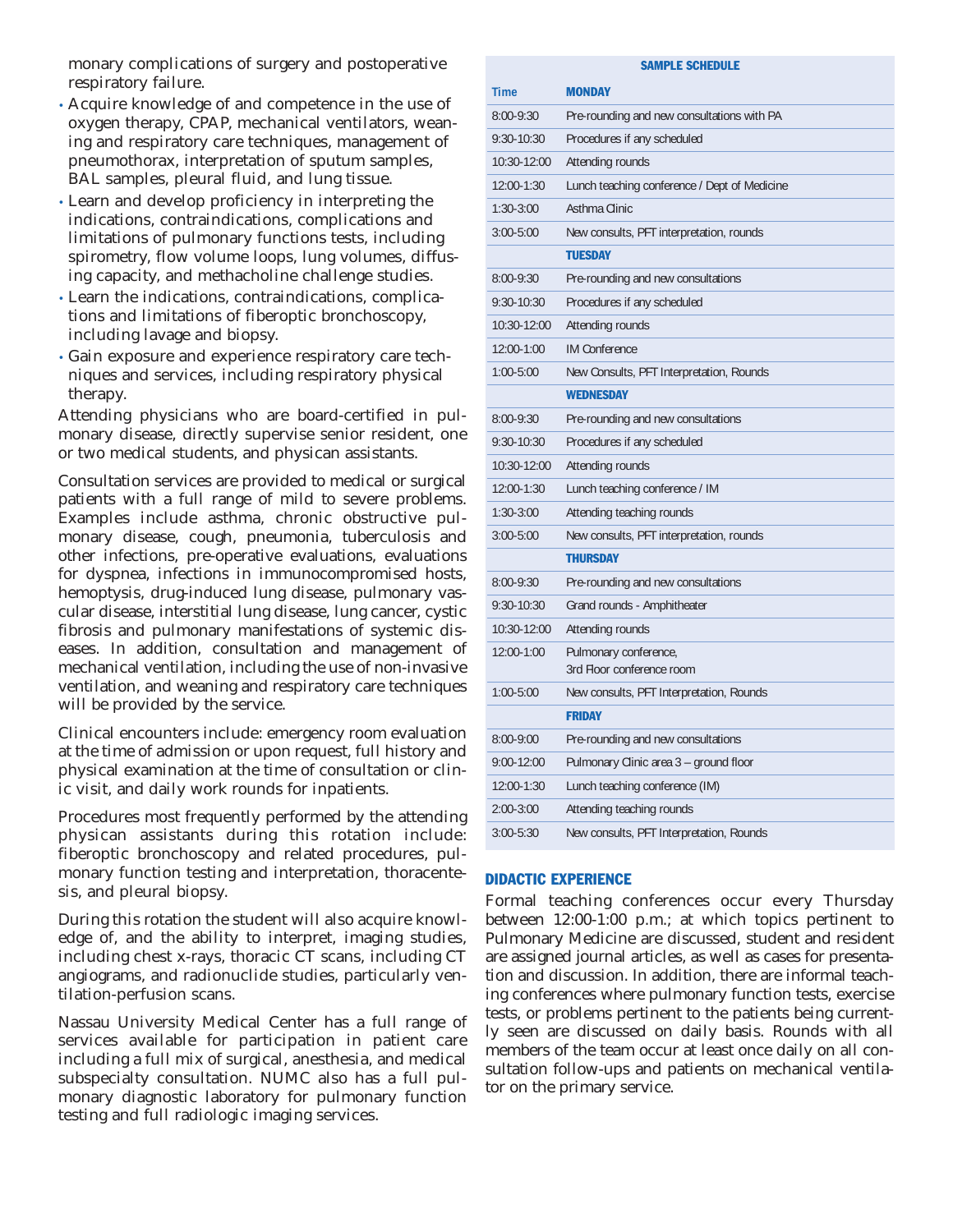monary complications of surgery and postoperative respiratory failure.

- Acquire knowledge of and competence in the use of oxygen therapy, CPAP, mechanical ventilators, weaning and respiratory care techniques, management of pneumothorax, interpretation of sputum samples, BAL samples, pleural fluid, and lung tissue.
- Learn and develop proficiency in interpreting the indications, contraindications, complications and limitations of pulmonary functions tests, including spirometry, flow volume loops, lung volumes, diffusing capacity, and methacholine challenge studies.
- Learn the indications, contraindications, complications and limitations of fiberoptic bronchoscopy, including lavage and biopsy.
- Gain exposure and experience respiratory care techniques and services, including respiratory physical therapy.

Attending physicians who are board-certified in pulmonary disease, directly supervise senior resident, one or two medical students, and physican assistants.

Consultation services are provided to medical or surgical patients with a full range of mild to severe problems. Examples include asthma, chronic obstructive pulmonary disease, cough, pneumonia, tuberculosis and other infections, pre-operative evaluations, evaluations for dyspnea, infections in immunocompromised hosts, hemoptysis, drug-induced lung disease, pulmonary vascular disease, interstitial lung disease, lung cancer, cystic fibrosis and pulmonary manifestations of systemic diseases. In addition, consultation and management of mechanical ventilation, including the use of non-invasive ventilation, and weaning and respiratory care techniques will be provided by the service.

Clinical encounters include: emergency room evaluation at the time of admission or upon request, full history and physical examination at the time of consultation or clinic visit, and daily work rounds for inpatients.

Procedures most frequently performed by the attending physican assistants during this rotation include: fiberoptic bronchoscopy and related procedures, pulmonary function testing and interpretation, thoracentesis, and pleural biopsy.

During this rotation the student will also acquire knowledge of, and the ability to interpret, imaging studies, including chest x-rays, thoracic CT scans, including CT angiograms, and radionuclide studies, particularly ventilation-perfusion scans.

Nassau University Medical Center has a full range of services available for participation in patient care including a full mix of surgical, anesthesia, and medical subspecialty consultation. NUMC also has a full pulmonary diagnostic laboratory for pulmonary function testing and full radiologic imaging services.

**SAMPLE SCHEDULE**

| Time | MONDAY |
|---|---|
| 8:00-9:30 | Pre-rounding and new consultations with PA |
| 9:30-10:30 | Procedures if any scheduled |
| 10:30-12:00 | Attending rounds |
| 12:00-1:30 | Lunch teaching conference / Dept of Medicine |
| 1:30-3:00 | Asthma Clinic |
| 3:00-5:00 | New consults, PFT interpretation, rounds |
| | **TUESDAY** |
| 8:00-9:30 | Pre-rounding and new consultations |
| 9:30-10:30 | Procedures if any scheduled |
| 10:30-12:00 | Attending rounds |
| 12:00-1:00 | IM Conference |
| 1:00-5:00 | New Consults, PFT Interpretation, Rounds |
| | **WEDNESDAY** |
| 8:00-9:30 | Pre-rounding and new consultations |
| 9:30-10:30 | Procedures if any scheduled |
| 10:30-12:00 | Attending rounds |
| 12:00-1:30 | Lunch teaching conference / IM |
| 1:30-3:00 | Attending teaching rounds |
| 3:00-5:00 | New consults, PFT interpretation, rounds |
| | **THURSDAY** |
| 8:00-9:30 | Pre-rounding and new consultations |
| 9:30-10:30 | Grand rounds - Amphitheater |
| 10:30-12:00 | Attending rounds |
| 12:00-1:00 | Pulmonary conference, 3rd Floor conference room |
| 1:00-5:00 | New consults, PFT Interpretation, Rounds |
| | **FRIDAY** |
| 8:00-9:00 | Pre-rounding and new consultations |
| 9:00-12:00 | Pulmonary Clinic area 3 – ground floor |
| 12:00-1:30 | Lunch teaching conference (IM) |
| 2:00-3:00 | Attending teaching rounds |
| 3:00-5:30 | New consults, PFT Interpretation, Rounds |

## DIDACTIC EXPERIENCE

Formal teaching conferences occur every Thursday between 12:00-1:00 p.m.; at which topics pertinent to Pulmonary Medicine are discussed, student and resident are assigned journal articles, as well as cases for presentation and discussion. In addition, there are informal teaching conferences where pulmonary function tests, exercise tests, or problems pertinent to the patients being currently seen are discussed on daily basis. Rounds with all members of the team occur at least once daily on all consultation follow-ups and patients on mechanical ventilator on the primary service.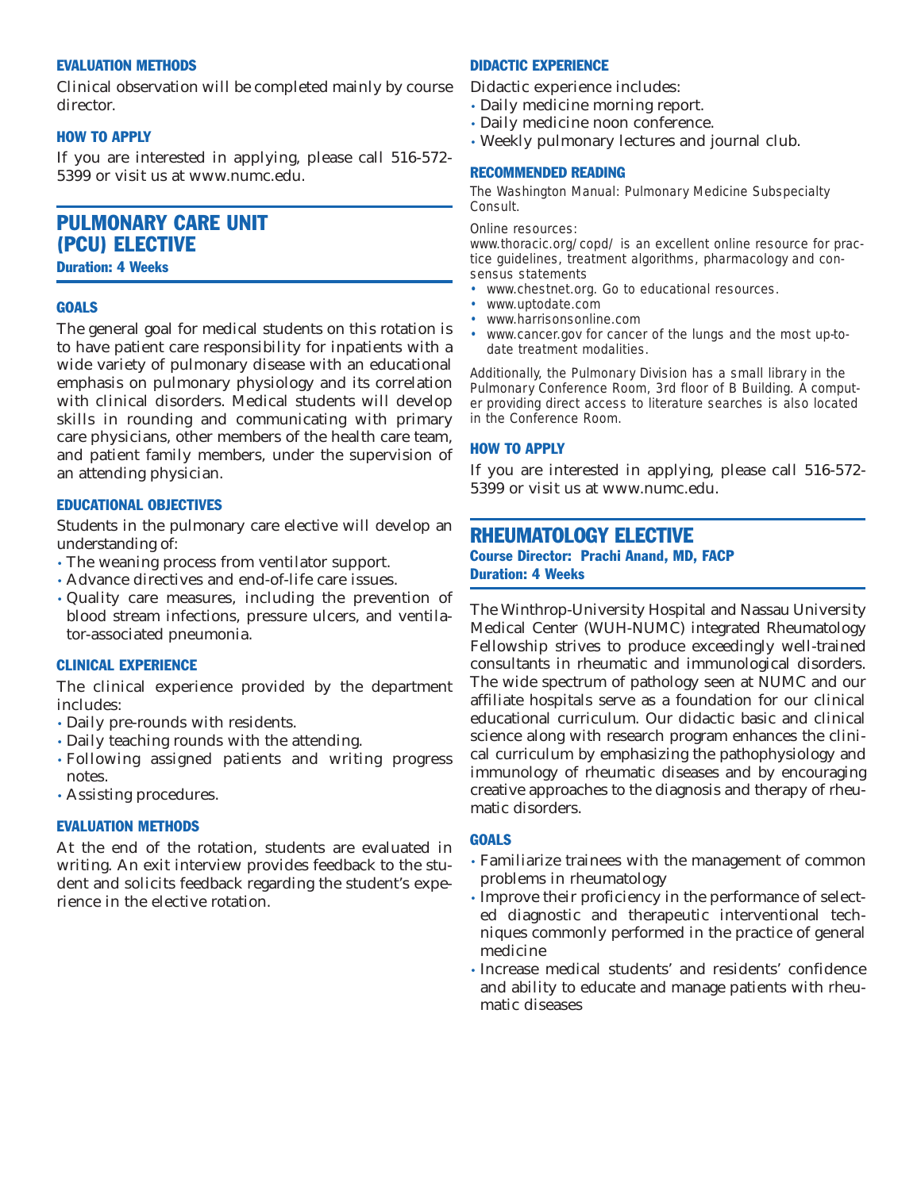### EVALUATION METHODS

Clinical observation will be completed mainly by course director.

### HOW TO APPLY

If you are interested in applying, please call 516-572-5399 or visit us at www.numc.edu.

## PULMONARY CARE UNIT (PCU) ELECTIVE

**Duration: 4 Weeks**

### GOALS

The general goal for medical students on this rotation is to have patient care responsibility for inpatients with a wide variety of pulmonary disease with an educational emphasis on pulmonary physiology and its correlation with clinical disorders. Medical students will develop skills in rounding and communicating with primary care physicians, other members of the health care team, and patient family members, under the supervision of an attending physician.

### EDUCATIONAL OBJECTIVES

Students in the pulmonary care elective will develop an understanding of:

- The weaning process from ventilator support.
- Advance directives and end-of-life care issues.
- Quality care measures, including the prevention of blood stream infections, pressure ulcers, and ventilator-associated pneumonia.

### CLINICAL EXPERIENCE

The clinical experience provided by the department includes:

- Daily pre-rounds with residents.
- Daily teaching rounds with the attending.
- Following assigned patients and writing progress notes.
- Assisting procedures.

### EVALUATION METHODS

At the end of the rotation, students are evaluated in writing. An exit interview provides feedback to the student and solicits feedback regarding the student's experience in the elective rotation.

### DIDACTIC EXPERIENCE

Didactic experience includes:

- Daily medicine morning report.
- Daily medicine noon conference.
- Weekly pulmonary lectures and journal club.

### RECOMMENDED READING

The Washington Manual: Pulmonary Medicine Subspecialty Consult.

Online resources:

www.thoracic.org/copd/ is an excellent online resource for practice guidelines, treatment algorithms, pharmacology and consensus statements

- www.chestnet.org. Go to educational resources.
- www.uptodate.com
- www.harrisonsonline.com
- www.cancer.gov for cancer of the lungs and the most up-to-date treatment modalities.

Additionally, the Pulmonary Division has a small library in the Pulmonary Conference Room, 3rd floor of B Building. A computer providing direct access to literature searches is also located in the Conference Room.

### HOW TO APPLY

If you are interested in applying, please call 516-572-5399 or visit us at www.numc.edu.

## RHEUMATOLOGY ELECTIVE

**Course Director: Prachi Anand, MD, FACP**
**Duration: 4 Weeks**

The Winthrop-University Hospital and Nassau University Medical Center (WUH-NUMC) integrated Rheumatology Fellowship strives to produce exceedingly well-trained consultants in rheumatic and immunological disorders. The wide spectrum of pathology seen at NUMC and our affiliate hospitals serve as a foundation for our clinical educational curriculum. Our didactic basic and clinical science along with research program enhances the clinical curriculum by emphasizing the pathophysiology and immunology of rheumatic diseases and by encouraging creative approaches to the diagnosis and therapy of rheumatic disorders.

### GOALS

- Familiarize trainees with the management of common problems in rheumatology
- Improve their proficiency in the performance of selected diagnostic and therapeutic interventional techniques commonly performed in the practice of general medicine
- Increase medical students' and residents' confidence and ability to educate and manage patients with rheumatic diseases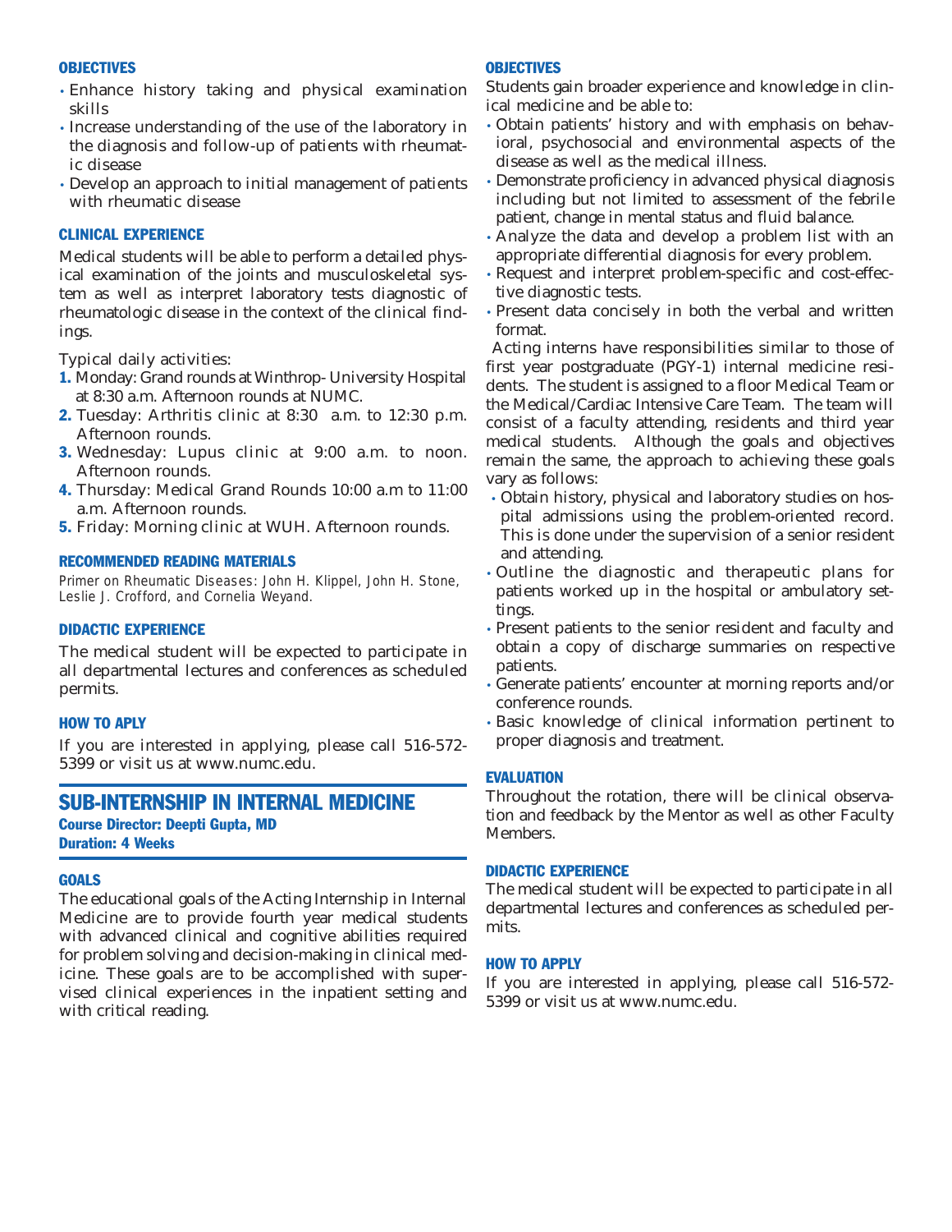### OBJECTIVES

- Enhance history taking and physical examination skills
- Increase understanding of the use of the laboratory in the diagnosis and follow-up of patients with rheumatic disease
- Develop an approach to initial management of patients with rheumatic disease

### CLINICAL EXPERIENCE

Medical students will be able to perform a detailed physical examination of the joints and musculoskeletal system as well as interpret laboratory tests diagnostic of rheumatologic disease in the context of the clinical findings.

Typical daily activities:

1. Monday: Grand rounds at Winthrop- University Hospital at 8:30 a.m. Afternoon rounds at NUMC.
2. Tuesday: Arthritis clinic at 8:30 a.m. to 12:30 p.m. Afternoon rounds.
3. Wednesday: Lupus clinic at 9:00 a.m. to noon. Afternoon rounds.
4. Thursday: Medical Grand Rounds 10:00 a.m to 11:00 a.m. Afternoon rounds.
5. Friday: Morning clinic at WUH. Afternoon rounds.

### RECOMMENDED READING MATERIALS

*Primer on Rheumatic Diseases: John H. Klippel, John H. Stone, Leslie J. Crofford, and Cornelia Weyand.*

### DIDACTIC EXPERIENCE

The medical student will be expected to participate in all departmental lectures and conferences as scheduled permits.

### HOW TO APLY

If you are interested in applying, please call 516-572-5399 or visit us at www.numc.edu.

## SUB-INTERNSHIP IN INTERNAL MEDICINE

**Course Director: Deepti Gupta, MD**
**Duration: 4 Weeks**

### GOALS

The educational goals of the Acting Internship in Internal Medicine are to provide fourth year medical students with advanced clinical and cognitive abilities required for problem solving and decision-making in clinical medicine. These goals are to be accomplished with supervised clinical experiences in the inpatient setting and with critical reading.

### OBJECTIVES

Students gain broader experience and knowledge in clinical medicine and be able to:

- Obtain patients' history and with emphasis on behavioral, psychosocial and environmental aspects of the disease as well as the medical illness.
- Demonstrate proficiency in advanced physical diagnosis including but not limited to assessment of the febrile patient, change in mental status and fluid balance.
- Analyze the data and develop a problem list with an appropriate differential diagnosis for every problem.
- Request and interpret problem-specific and cost-effective diagnostic tests.
- Present data concisely in both the verbal and written format.

Acting interns have responsibilities similar to those of first year postgraduate (PGY-1) internal medicine residents. The student is assigned to a floor Medical Team or the Medical/Cardiac Intensive Care Team. The team will consist of a faculty attending, residents and third year medical students. Although the goals and objectives remain the same, the approach to achieving these goals vary as follows:

- Obtain history, physical and laboratory studies on hospital admissions using the problem-oriented record. This is done under the supervision of a senior resident and attending.
- Outline the diagnostic and therapeutic plans for patients worked up in the hospital or ambulatory settings.
- Present patients to the senior resident and faculty and obtain a copy of discharge summaries on respective patients.
- Generate patients' encounter at morning reports and/or conference rounds.
- Basic knowledge of clinical information pertinent to proper diagnosis and treatment.

### EVALUATION

Throughout the rotation, there will be clinical observation and feedback by the Mentor as well as other Faculty Members.

### DIDACTIC EXPERIENCE

The medical student will be expected to participate in all departmental lectures and conferences as scheduled permits.

### HOW TO APPLY

If you are interested in applying, please call 516-572-5399 or visit us at www.numc.edu.